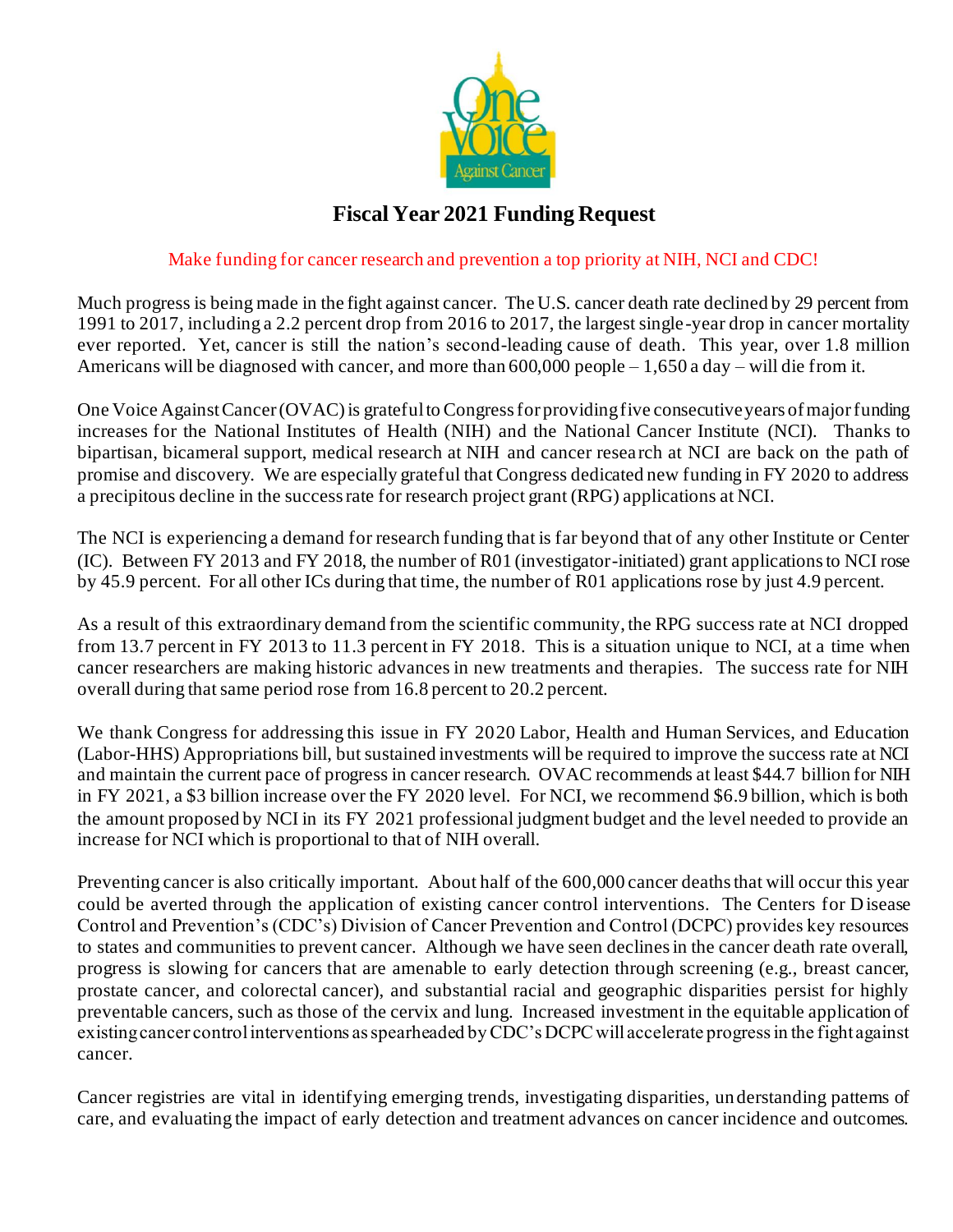# Fiscal Year 2021 Funding Request

Make funding for cancer research and prevention a top priority at NIH, NCI and CDC!

Much progress is being made in the fight against cancer. The U.S. cancer death rate declined by 29 percent from 1991 to 2017, including a 2.2 percent drop from 2016 to 2017, the largest single-year drop in cancer mortality ever reported. Yet, cancer is still the nation's second-leading cause of death. This year, over 1.8 million Americans will be diagnosed with cancer, and more than 600,000 people – 1,650 a day – will die from it.

One Voice Against Cancer (OVAC) is grateful to Congress for providing five consecutive years of major funding increases for the National Institutes of Health (NIH) and the National Cancer Institute (NCI). Thanks to bipartisan, bicameral support, medical research at NIH and cancer research at NCI are back on the path of promise and discovery. We are especially grateful that Congress dedicated new funding in FY 2020 to address a precipitous decline in the success rate for research project grant (RPG) applications at NCI.

The NCI is experiencing a demand for research funding that is far beyond that of any other Institute or Center (IC). Between FY 2013 and FY 2018, the number of R01 (investigator-initiated) grant applications to NCI rose by 45.9 percent. For all other ICs during that time, the number of R01 applications rose by just 4.9 percent.

As a result of this extraordinary demand from the scientific community, the RPG success rate at NCI dropped from 13.7 percent in FY 2013 to 11.3 percent in FY 2018. This is a situation unique to NCI, at a time when cancer researchers are making historic advances in new treatments and therapies. The success rate for NIH overall during that same period rose from 16.8 percent to 20.2 percent.

We thank Congress for addressing this issue in FY 2020 Labor, Health and Human Services, and Education (Labor-HHS) Appropriations bill, but sustained investments will be required to improve the success rate at NCI and maintain the current pace of progress in cancer research. OVAC recommends at least $44.7 billion for NIH in FY 2021, a $3 billion increase over the FY 2020 level. For NCI, we recommend $6.9 billion, which is both the amount proposed by NCI in its FY 2021 professional judgment budget and the level needed to provide an increase for NCI which is proportional to that of NIH overall.

Preventing cancer is also critically important. About half of the 600,000 cancer deaths that will occur this year could be averted through the application of existing cancer control interventions. The Centers for Disease Control and Prevention's (CDC's) Division of Cancer Prevention and Control (DCPC) provides key resources to states and communities to prevent cancer. Although we have seen declines in the cancer death rate overall, progress is slowing for cancers that are amenable to early detection through screening (e.g., breast cancer, prostate cancer, and colorectal cancer), and substantial racial and geographic disparities persist for highly preventable cancers, such as those of the cervix and lung. Increased investment in the equitable application of existing cancer control interventions as spearheaded by CDC's DCPC will accelerate progress in the fight against cancer.

Cancer registries are vital in identifying emerging trends, investigating disparities, understanding patterns of care, and evaluating the impact of early detection and treatment advances on cancer incidence and outcomes.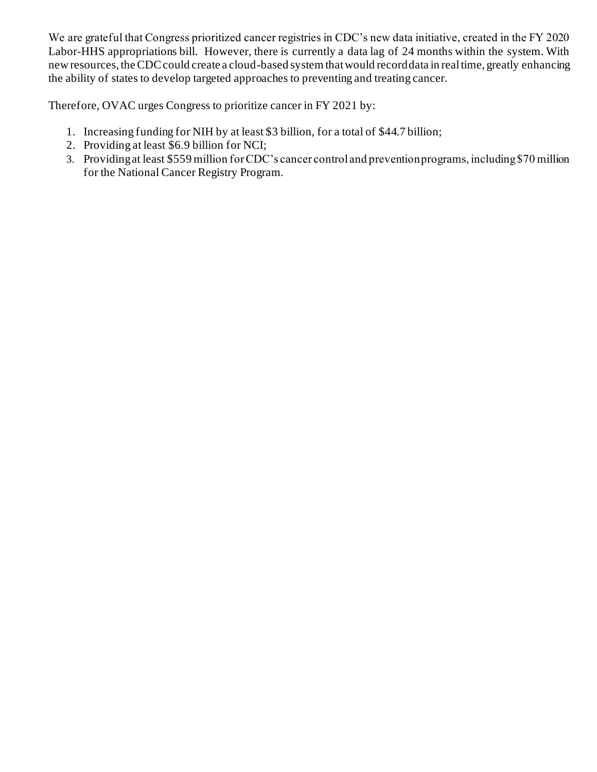We are grateful that Congress prioritized cancer registries in CDC's new data initiative, created in the FY 2020 Labor-HHS appropriations bill. However, there is currently a data lag of 24 months within the system. With new resources, the CDC could create a cloud-based system that would record data in real time, greatly enhancing the ability of states to develop targeted approaches to preventing and treating cancer.

Therefore, OVAC urges Congress to prioritize cancer in FY 2021 by:

1. Increasing funding for NIH by at least $3 billion, for a total of $44.7 billion;
2. Providing at least $6.9 billion for NCI;
3. Providing at least $559 million for CDC's cancer control and prevention programs, including $70 million for the National Cancer Registry Program.